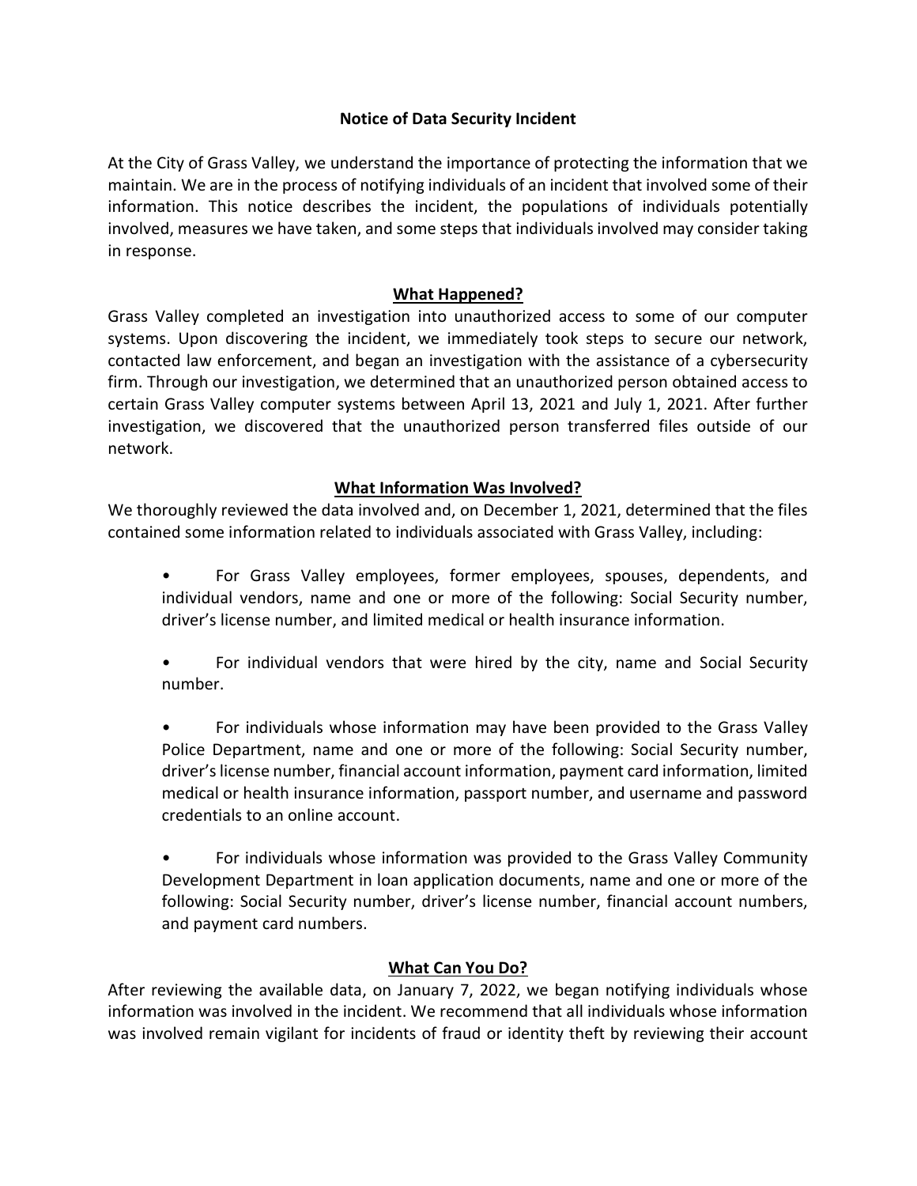# Notice of Data Security Incident

At the City of Grass Valley, we understand the importance of protecting the information that we maintain. We are in the process of notifying individuals of an incident that involved some of their information. This notice describes the incident, the populations of individuals potentially involved, measures we have taken, and some steps that individuals involved may consider taking in response.

## What Happened?

Grass Valley completed an investigation into unauthorized access to some of our computer systems. Upon discovering the incident, we immediately took steps to secure our network, contacted law enforcement, and began an investigation with the assistance of a cybersecurity firm. Through our investigation, we determined that an unauthorized person obtained access to certain Grass Valley computer systems between April 13, 2021 and July 1, 2021. After further investigation, we discovered that the unauthorized person transferred files outside of our network.

## What Information Was Involved?

We thoroughly reviewed the data involved and, on December 1, 2021, determined that the files contained some information related to individuals associated with Grass Valley, including:

- For Grass Valley employees, former employees, spouses, dependents, and individual vendors, name and one or more of the following: Social Security number, driver's license number, and limited medical or health insurance information.
- For individual vendors that were hired by the city, name and Social Security number.
- For individuals whose information may have been provided to the Grass Valley Police Department, name and one or more of the following: Social Security number, driver's license number, financial account information, payment card information, limited medical or health insurance information, passport number, and username and password credentials to an online account.
- For individuals whose information was provided to the Grass Valley Community Development Department in loan application documents, name and one or more of the following: Social Security number, driver's license number, financial account numbers, and payment card numbers.

## What Can You Do?

After reviewing the available data, on January 7, 2022, we began notifying individuals whose information was involved in the incident. We recommend that all individuals whose information was involved remain vigilant for incidents of fraud or identity theft by reviewing their account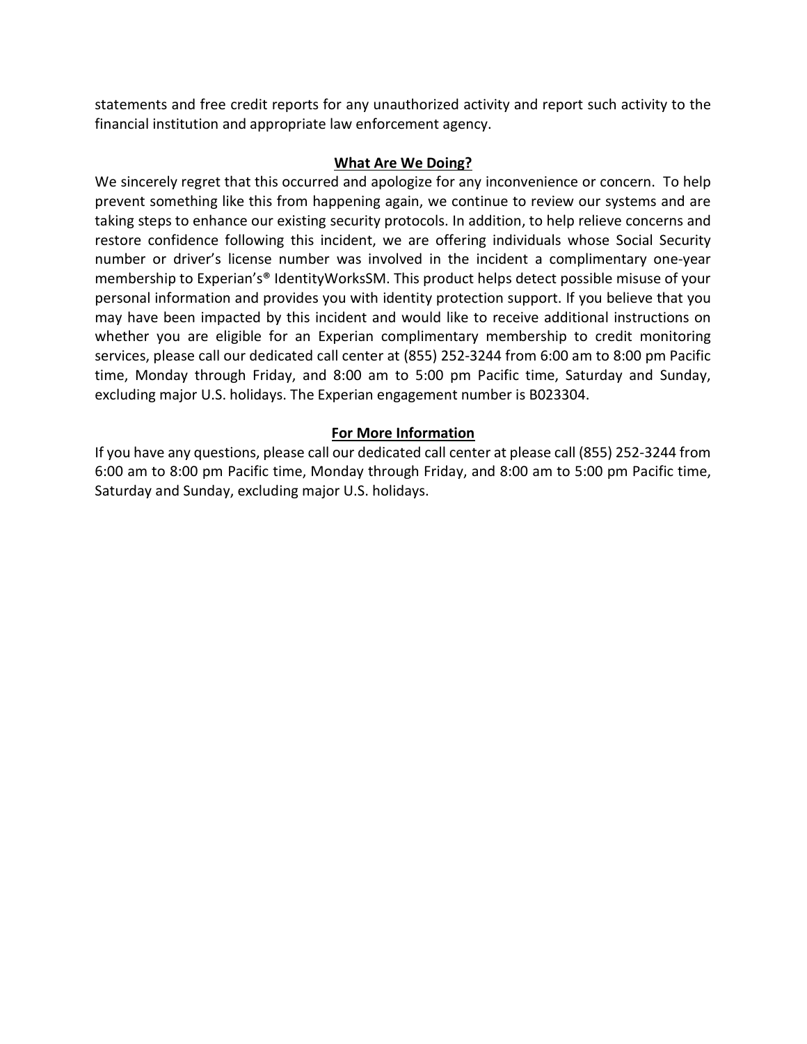statements and free credit reports for any unauthorized activity and report such activity to the financial institution and appropriate law enforcement agency.

**What Are We Doing?**

We sincerely regret that this occurred and apologize for any inconvenience or concern. To help prevent something like this from happening again, we continue to review our systems and are taking steps to enhance our existing security protocols. In addition, to help relieve concerns and restore confidence following this incident, we are offering individuals whose Social Security number or driver's license number was involved in the incident a complimentary one-year membership to Experian's® IdentityWorksSM. This product helps detect possible misuse of your personal information and provides you with identity protection support. If you believe that you may have been impacted by this incident and would like to receive additional instructions on whether you are eligible for an Experian complimentary membership to credit monitoring services, please call our dedicated call center at (855) 252-3244 from 6:00 am to 8:00 pm Pacific time, Monday through Friday, and 8:00 am to 5:00 pm Pacific time, Saturday and Sunday, excluding major U.S. holidays. The Experian engagement number is B023304.

**For More Information**

If you have any questions, please call our dedicated call center at please call (855) 252-3244 from 6:00 am to 8:00 pm Pacific time, Monday through Friday, and 8:00 am to 5:00 pm Pacific time, Saturday and Sunday, excluding major U.S. holidays.